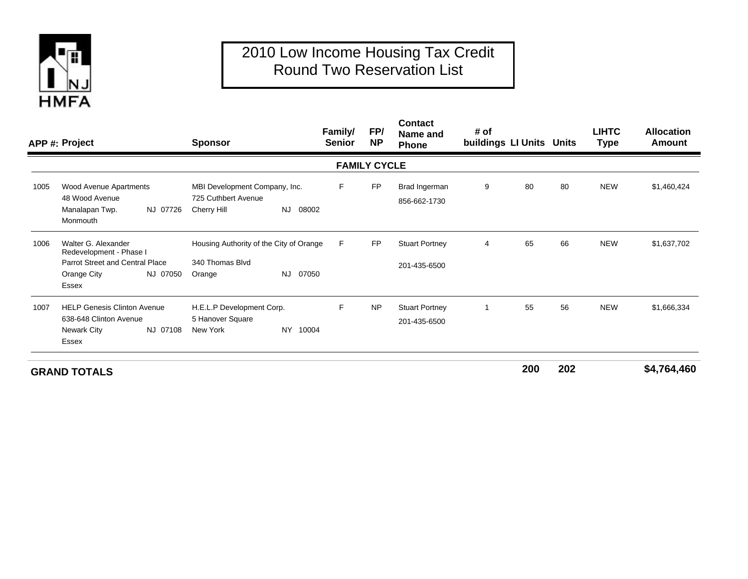# 2010 Low Income Housing Tax Credit Round Two Reservation List

| APP #: | Project | Sponsor | Family/ Senior | FP/ NP | Contact Name and Phone | # of buildings | LI Units | Units | LIHTC Type | Allocation Amount |
|---|---|---|---|---|---|---|---|---|---|---|
| | | | **FAMILY CYCLE** | | | | | | | |
| 1005 | Wood Avenue Apartments<br>48 Wood Avenue<br>Manalapan Twp. NJ 07726<br>Monmouth | MBI Development Company, Inc.<br>725 Cuthbert Avenue<br>Cherry Hill NJ 08002 | F | FP | Brad Ingerman<br>856-662-1730 | 9 | 80 | 80 | NEW | $1,460,424 |
| 1006 | Walter G. Alexander Redevelopment - Phase I<br>Parrot Street and Central Place<br>Orange City NJ 07050<br>Essex | Housing Authority of the City of Orange<br>340 Thomas Blvd<br>Orange NJ 07050 | F | FP | Stuart Portney<br>201-435-6500 | 4 | 65 | 66 | NEW | $1,637,702 |
| 1007 | HELP Genesis Clinton Avenue<br>638-648 Clinton Avenue<br>Newark City NJ 07108<br>Essex | H.E.L.P Development Corp.<br>5 Hanover Square<br>New York NY 10004 | F | NP | Stuart Portney<br>201-435-6500 | 1 | 55 | 56 | NEW | $1,666,334 |
| **GRAND TOTALS** | | | | | | | **200** | **202** | | **$4,764,460** |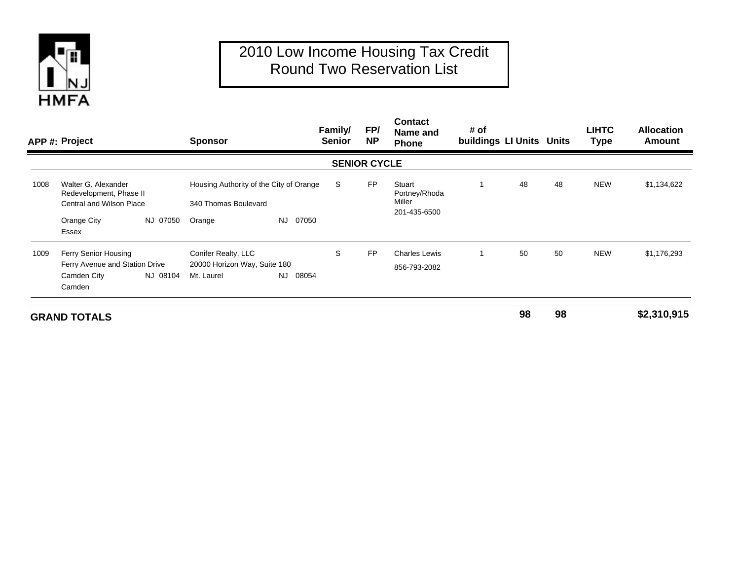# 2010 Low Income Housing Tax Credit Round Two Reservation List

| APP #: | Project | Sponsor | Family/ Senior | FP/ NP | Contact Name and Phone | # of buildings | LI Units | Units | LIHTC Type | Allocation Amount |
|---|---|---|---|---|---|---|---|---|---|---|
| | | | **SENIOR CYCLE** | | | | | | | |
| 1008 | Walter G. Alexander Redevelopment, Phase II<br>Central and Wilson Place<br>Orange City NJ 07050<br>Essex | Housing Authority of the City of Orange<br>340 Thomas Boulevard<br>Orange NJ 07050 | S | FP | Stuart Portney/Rhoda Miller<br>201-435-6500 | 1 | 48 | 48 | NEW | $1,134,622 |
| 1009 | Ferry Senior Housing<br>Ferry Avenue and Station Drive<br>Camden City NJ 08104<br>Camden | Conifer Realty, LLC<br>20000 Horizon Way, Suite 180<br>Mt. Laurel NJ 08054 | S | FP | Charles Lewis<br>856-793-2082 | 1 | 50 | 50 | NEW | $1,176,293 |
| **GRAND TOTALS** | | | | | | | **98** | **98** | | **$2,310,915** |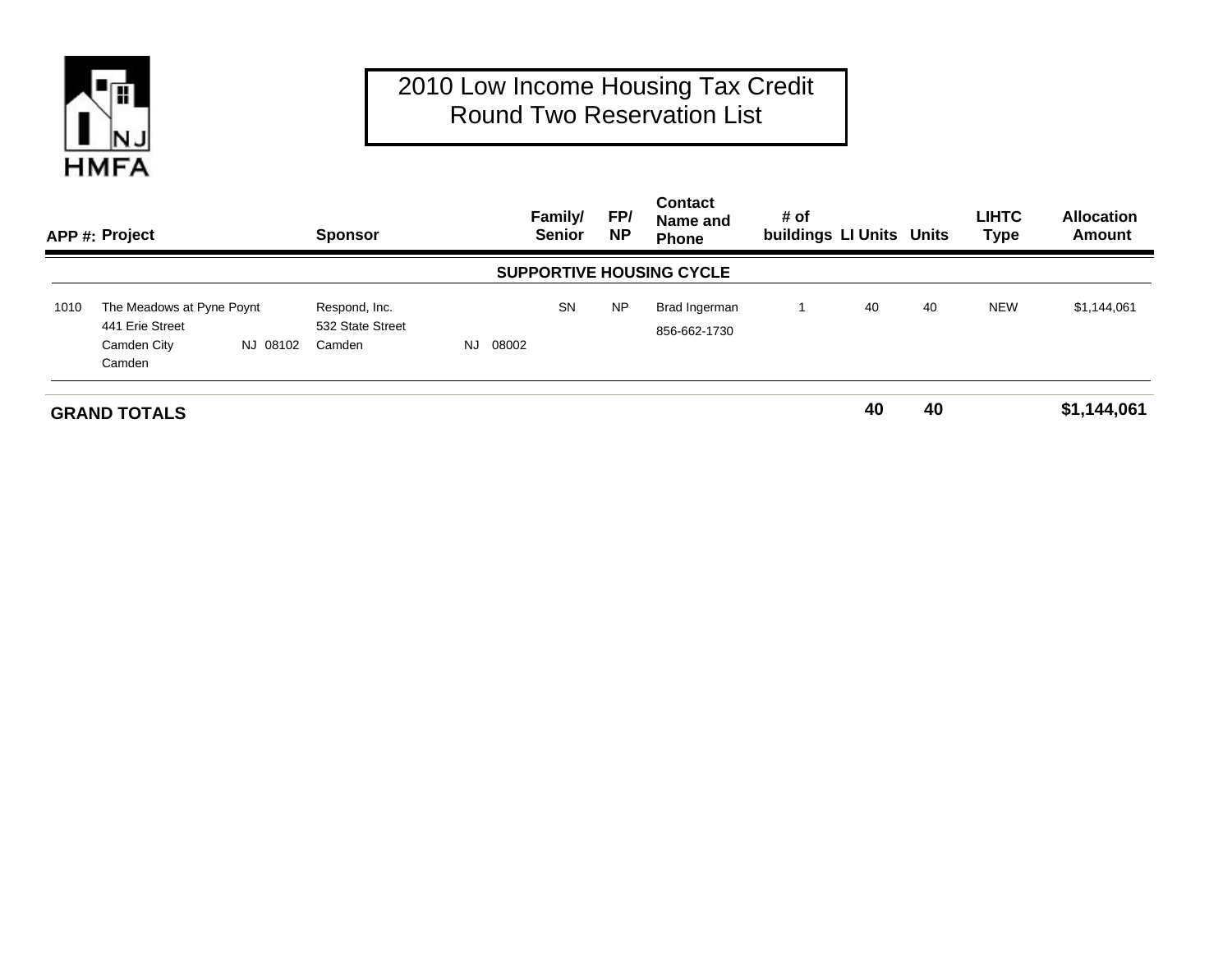# 2010 Low Income Housing Tax Credit Round Two Reservation List

| APP #: | Project | Sponsor | Family/ Senior | FP/ NP | Contact Name and Phone | # of buildings | LI Units | Units | LIHTC Type | Allocation Amount |
|---|---|---|---|---|---|---|---|---|---|---|
| | | | **SUPPORTIVE HOUSING CYCLE** | | | | | | | |
| 1010 | The Meadows at Pyne Poynt<br>441 Erie Street<br>Camden City NJ 08102<br>Camden | Respond, Inc.<br>532 State Street<br>Camden NJ 08002 | SN | NP | Brad Ingerman<br>856-662-1730 | 1 | 40 | 40 | NEW | $1,144,061 |
| **GRAND TOTALS** | | | | | | | **40** | **40** | | **$1,144,061** |